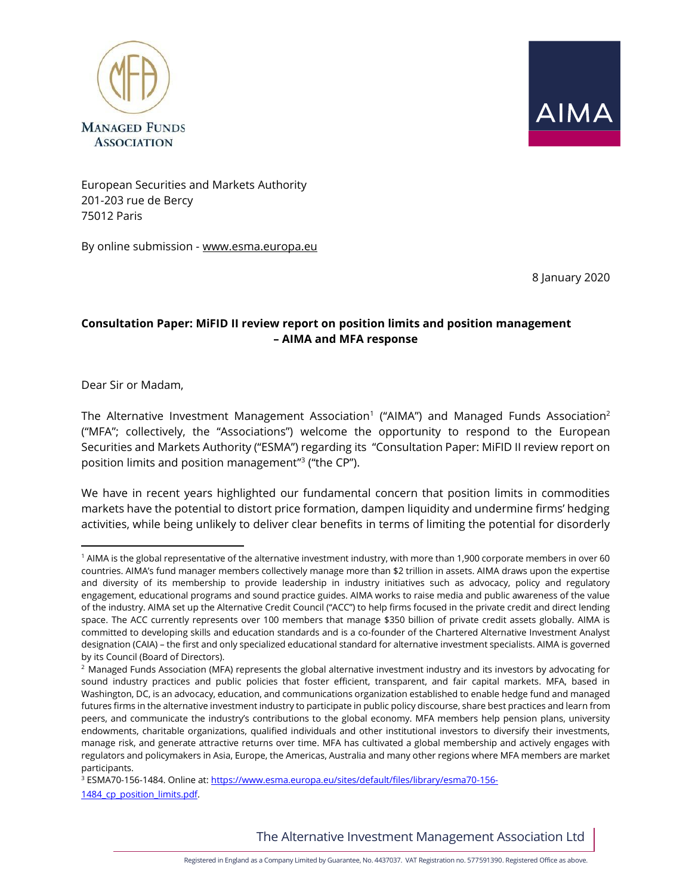European Securities and Markets Authority
201-203 rue de Bercy
75012 Paris

By online submission - www.esma.europa.eu

8 January 2020

**Consultation Paper: MiFID II review report on position limits and position management – AIMA and MFA response**

Dear Sir or Madam,

The Alternative Investment Management Association[1] ("AIMA") and Managed Funds Association[2] ("MFA"; collectively, the "Associations") welcome the opportunity to respond to the European Securities and Markets Authority ("ESMA") regarding its "Consultation Paper: MiFID II review report on position limits and position management"[3] ("the CP").

We have in recent years highlighted our fundamental concern that position limits in commodities markets have the potential to distort price formation, dampen liquidity and undermine firms' hedging activities, while being unlikely to deliver clear benefits in terms of limiting the potential for disorderly

---

[1] AIMA is the global representative of the alternative investment industry, with more than 1,900 corporate members in over 60 countries. AIMA's fund manager members collectively manage more than $2 trillion in assets. AIMA draws upon the expertise and diversity of its membership to provide leadership in industry initiatives such as advocacy, policy and regulatory engagement, educational programs and sound practice guides. AIMA works to raise media and public awareness of the value of the industry. AIMA set up the Alternative Credit Council ("ACC") to help firms focused in the private credit and direct lending space. The ACC currently represents over 100 members that manage $350 billion of private credit assets globally. AIMA is committed to developing skills and education standards and is a co-founder of the Chartered Alternative Investment Analyst designation (CAIA) – the first and only specialized educational standard for alternative investment specialists. AIMA is governed by its Council (Board of Directors).

[2] Managed Funds Association (MFA) represents the global alternative investment industry and its investors by advocating for sound industry practices and public policies that foster efficient, transparent, and fair capital markets. MFA, based in Washington, DC, is an advocacy, education, and communications organization established to enable hedge fund and managed futures firms in the alternative investment industry to participate in public policy discourse, share best practices and learn from peers, and communicate the industry's contributions to the global economy. MFA members help pension plans, university endowments, charitable organizations, qualified individuals and other institutional investors to diversify their investments, manage risk, and generate attractive returns over time. MFA has cultivated a global membership and actively engages with regulators and policymakers in Asia, Europe, the Americas, Australia and many other regions where MFA members are market participants.

[3] ESMA70-156-1484. Online at: https://www.esma.europa.eu/sites/default/files/library/esma70-156-1484_cp_position_limits.pdf.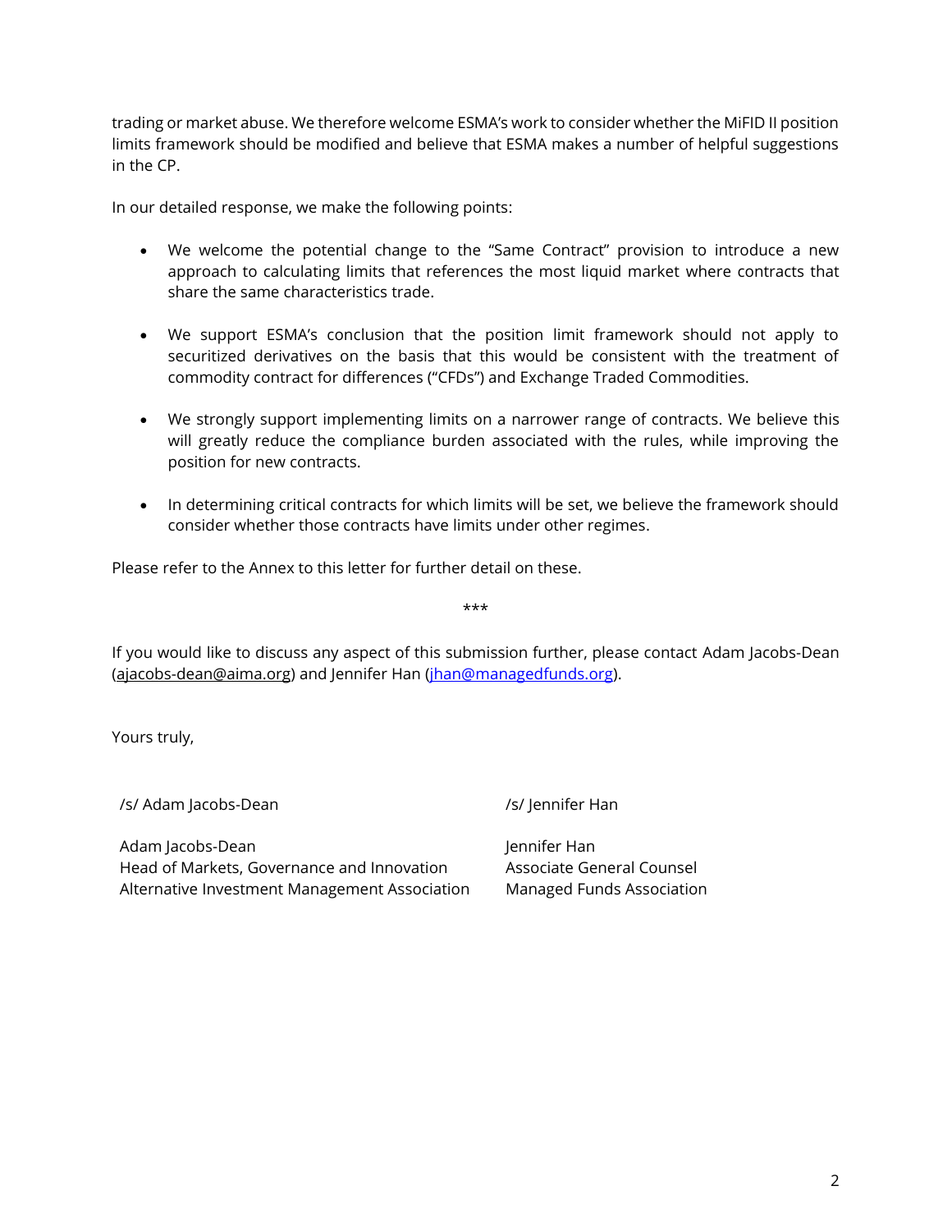trading or market abuse. We therefore welcome ESMA's work to consider whether the MiFID II position limits framework should be modified and believe that ESMA makes a number of helpful suggestions in the CP.

In our detailed response, we make the following points:

- We welcome the potential change to the "Same Contract" provision to introduce a new approach to calculating limits that references the most liquid market where contracts that share the same characteristics trade.

- We support ESMA's conclusion that the position limit framework should not apply to securitized derivatives on the basis that this would be consistent with the treatment of commodity contract for differences ("CFDs") and Exchange Traded Commodities.

- We strongly support implementing limits on a narrower range of contracts. We believe this will greatly reduce the compliance burden associated with the rules, while improving the position for new contracts.

- In determining critical contracts for which limits will be set, we believe the framework should consider whether those contracts have limits under other regimes.

Please refer to the Annex to this letter for further detail on these.

***

If you would like to discuss any aspect of this submission further, please contact Adam Jacobs-Dean (ajacobs-dean@aima.org) and Jennifer Han (jhan@managedfunds.org).

Yours truly,

/s/ Adam Jacobs-Dean

Adam Jacobs-Dean
Head of Markets, Governance and Innovation
Alternative Investment Management Association

/s/ Jennifer Han

Jennifer Han
Associate General Counsel
Managed Funds Association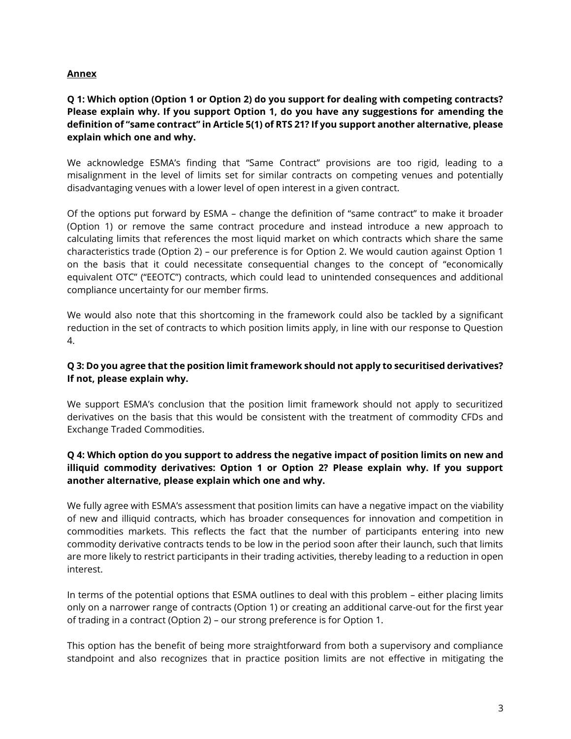**Annex**

**Q 1: Which option (Option 1 or Option 2) do you support for dealing with competing contracts? Please explain why. If you support Option 1, do you have any suggestions for amending the definition of "same contract" in Article 5(1) of RTS 21? If you support another alternative, please explain which one and why.**

We acknowledge ESMA's finding that "Same Contract" provisions are too rigid, leading to a misalignment in the level of limits set for similar contracts on competing venues and potentially disadvantaging venues with a lower level of open interest in a given contract.

Of the options put forward by ESMA – change the definition of "same contract" to make it broader (Option 1) or remove the same contract procedure and instead introduce a new approach to calculating limits that references the most liquid market on which contracts which share the same characteristics trade (Option 2) – our preference is for Option 2. We would caution against Option 1 on the basis that it could necessitate consequential changes to the concept of "economically equivalent OTC" ("EEOTC") contracts, which could lead to unintended consequences and additional compliance uncertainty for our member firms.

We would also note that this shortcoming in the framework could also be tackled by a significant reduction in the set of contracts to which position limits apply, in line with our response to Question 4.

**Q 3: Do you agree that the position limit framework should not apply to securitised derivatives? If not, please explain why.**

We support ESMA's conclusion that the position limit framework should not apply to securitized derivatives on the basis that this would be consistent with the treatment of commodity CFDs and Exchange Traded Commodities.

**Q 4: Which option do you support to address the negative impact of position limits on new and illiquid commodity derivatives: Option 1 or Option 2? Please explain why. If you support another alternative, please explain which one and why.**

We fully agree with ESMA's assessment that position limits can have a negative impact on the viability of new and illiquid contracts, which has broader consequences for innovation and competition in commodities markets. This reflects the fact that the number of participants entering into new commodity derivative contracts tends to be low in the period soon after their launch, such that limits are more likely to restrict participants in their trading activities, thereby leading to a reduction in open interest.

In terms of the potential options that ESMA outlines to deal with this problem – either placing limits only on a narrower range of contracts (Option 1) or creating an additional carve-out for the first year of trading in a contract (Option 2) – our strong preference is for Option 1.

This option has the benefit of being more straightforward from both a supervisory and compliance standpoint and also recognizes that in practice position limits are not effective in mitigating the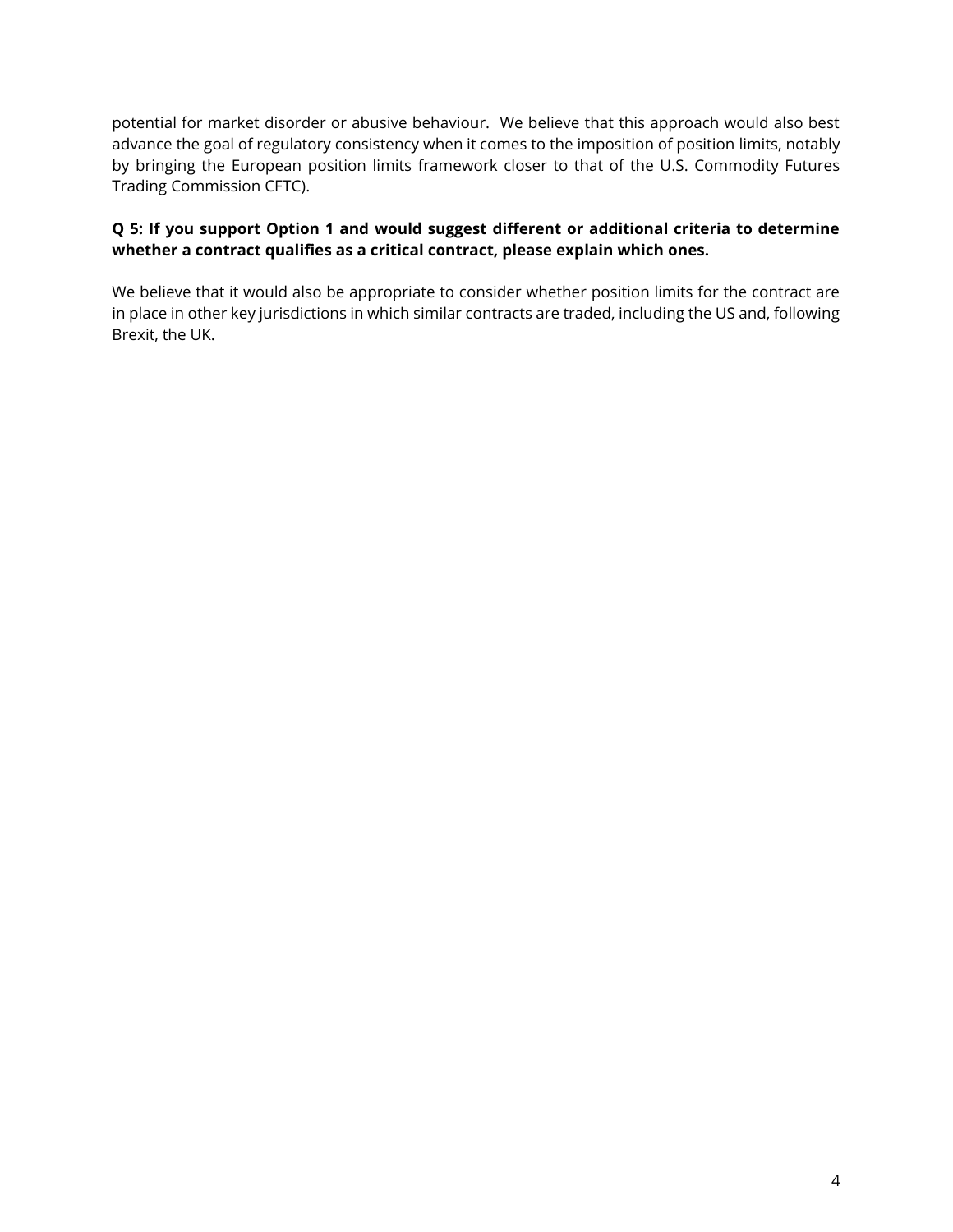potential for market disorder or abusive behaviour. We believe that this approach would also best advance the goal of regulatory consistency when it comes to the imposition of position limits, notably by bringing the European position limits framework closer to that of the U.S. Commodity Futures Trading Commission CFTC).

**Q 5: If you support Option 1 and would suggest different or additional criteria to determine whether a contract qualifies as a critical contract, please explain which ones.**

We believe that it would also be appropriate to consider whether position limits for the contract are in place in other key jurisdictions in which similar contracts are traded, including the US and, following Brexit, the UK.